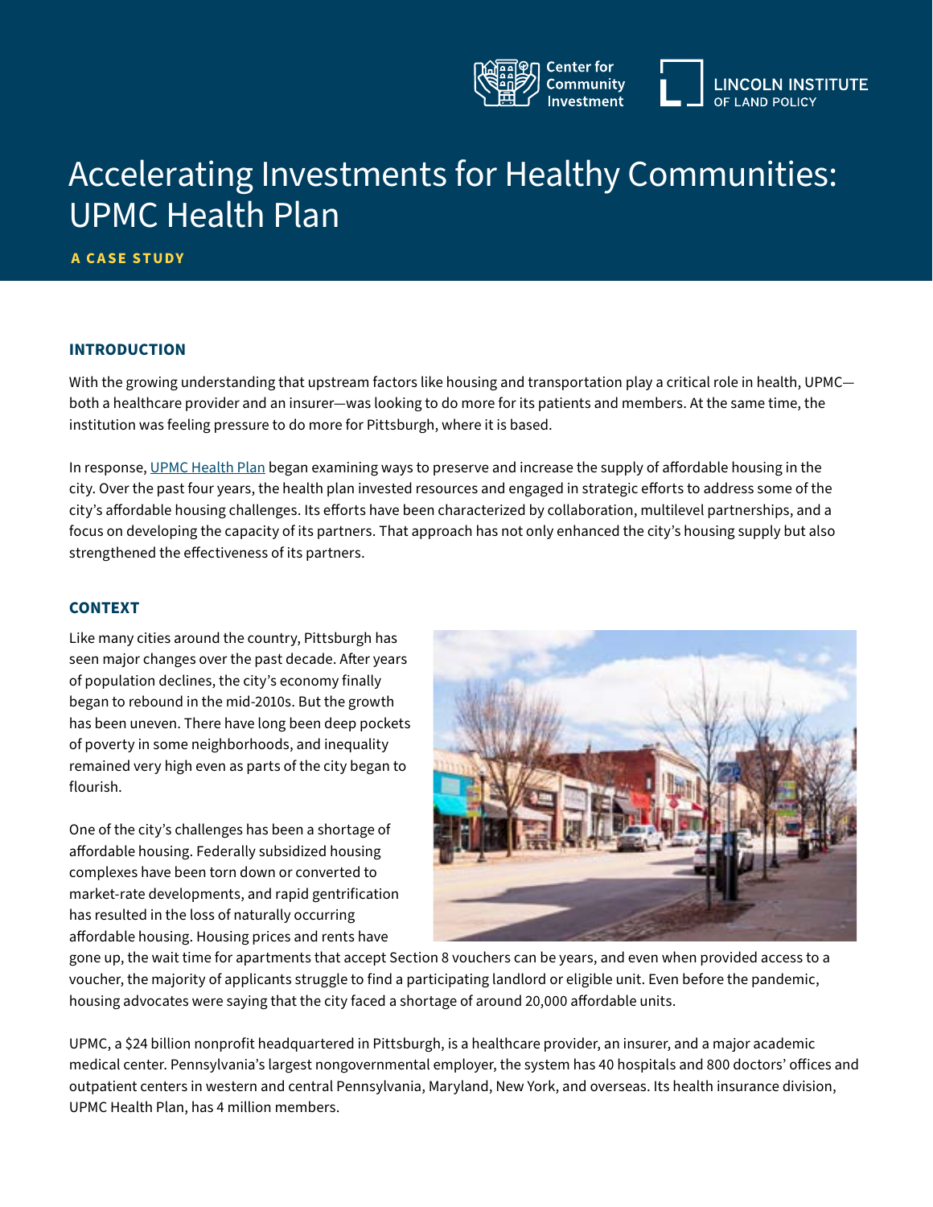Center for Community Investment

LINCOLN INSTITUTE OF LAND POLICY

# Accelerating Investments for Healthy Communities: UPMC Health Plan

**A CASE STUDY**

## INTRODUCTION

With the growing understanding that upstream factors like housing and transportation play a critical role in health, UPMC—both a healthcare provider and an insurer—was looking to do more for its patients and members. At the same time, the institution was feeling pressure to do more for Pittsburgh, where it is based.

In response, UPMC Health Plan began examining ways to preserve and increase the supply of affordable housing in the city. Over the past four years, the health plan invested resources and engaged in strategic efforts to address some of the city's affordable housing challenges. Its efforts have been characterized by collaboration, multilevel partnerships, and a focus on developing the capacity of its partners. That approach has not only enhanced the city's housing supply but also strengthened the effectiveness of its partners.

## CONTEXT

Like many cities around the country, Pittsburgh has seen major changes over the past decade. After years of population declines, the city's economy finally began to rebound in the mid-2010s. But the growth has been uneven. There have long been deep pockets of poverty in some neighborhoods, and inequality remained very high even as parts of the city began to flourish.

One of the city's challenges has been a shortage of affordable housing. Federally subsidized housing complexes have been torn down or converted to market-rate developments, and rapid gentrification has resulted in the loss of naturally occurring affordable housing. Housing prices and rents have gone up, the wait time for apartments that accept Section 8 vouchers can be years, and even when provided access to a voucher, the majority of applicants struggle to find a participating landlord or eligible unit. Even before the pandemic, housing advocates were saying that the city faced a shortage of around 20,000 affordable units.

UPMC, a $24 billion nonprofit headquartered in Pittsburgh, is a healthcare provider, an insurer, and a major academic medical center. Pennsylvania's largest nongovernmental employer, the system has 40 hospitals and 800 doctors' offices and outpatient centers in western and central Pennsylvania, Maryland, New York, and overseas. Its health insurance division, UPMC Health Plan, has 4 million members.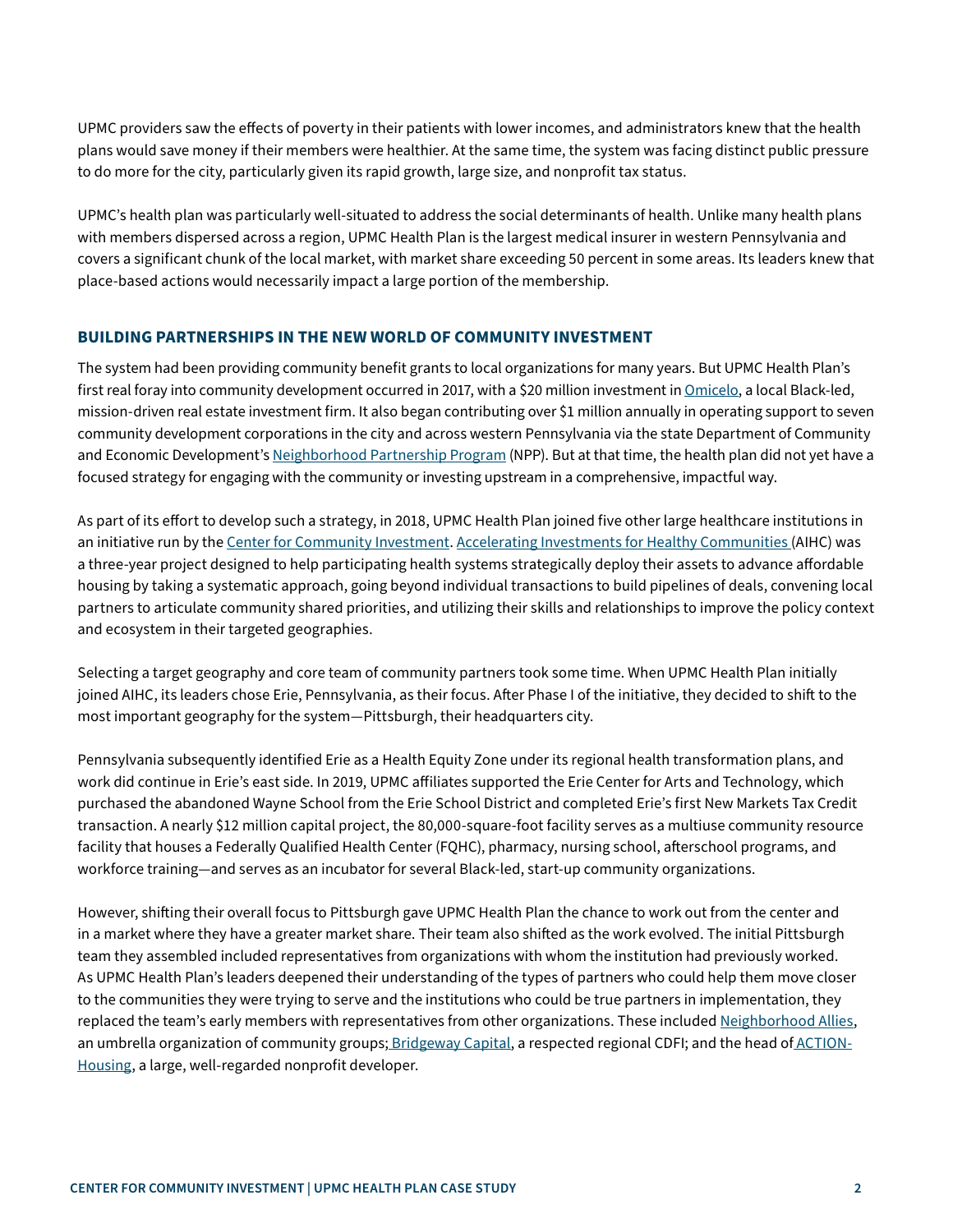UPMC providers saw the effects of poverty in their patients with lower incomes, and administrators knew that the health plans would save money if their members were healthier. At the same time, the system was facing distinct public pressure to do more for the city, particularly given its rapid growth, large size, and nonprofit tax status.

UPMC's health plan was particularly well-situated to address the social determinants of health. Unlike many health plans with members dispersed across a region, UPMC Health Plan is the largest medical insurer in western Pennsylvania and covers a significant chunk of the local market, with market share exceeding 50 percent in some areas. Its leaders knew that place-based actions would necessarily impact a large portion of the membership.

## BUILDING PARTNERSHIPS IN THE NEW WORLD OF COMMUNITY INVESTMENT

The system had been providing community benefit grants to local organizations for many years. But UPMC Health Plan's first real foray into community development occurred in 2017, with a $20 million investment in Omicelo, a local Black-led, mission-driven real estate investment firm. It also began contributing over $1 million annually in operating support to seven community development corporations in the city and across western Pennsylvania via the state Department of Community and Economic Development's Neighborhood Partnership Program (NPP). But at that time, the health plan did not yet have a focused strategy for engaging with the community or investing upstream in a comprehensive, impactful way.

As part of its effort to develop such a strategy, in 2018, UPMC Health Plan joined five other large healthcare institutions in an initiative run by the Center for Community Investment. Accelerating Investments for Healthy Communities (AIHC) was a three-year project designed to help participating health systems strategically deploy their assets to advance affordable housing by taking a systematic approach, going beyond individual transactions to build pipelines of deals, convening local partners to articulate community shared priorities, and utilizing their skills and relationships to improve the policy context and ecosystem in their targeted geographies.

Selecting a target geography and core team of community partners took some time. When UPMC Health Plan initially joined AIHC, its leaders chose Erie, Pennsylvania, as their focus. After Phase I of the initiative, they decided to shift to the most important geography for the system—Pittsburgh, their headquarters city.

Pennsylvania subsequently identified Erie as a Health Equity Zone under its regional health transformation plans, and work did continue in Erie's east side. In 2019, UPMC affiliates supported the Erie Center for Arts and Technology, which purchased the abandoned Wayne School from the Erie School District and completed Erie's first New Markets Tax Credit transaction. A nearly $12 million capital project, the 80,000-square-foot facility serves as a multiuse community resource facility that houses a Federally Qualified Health Center (FQHC), pharmacy, nursing school, afterschool programs, and workforce training—and serves as an incubator for several Black-led, start-up community organizations.

However, shifting their overall focus to Pittsburgh gave UPMC Health Plan the chance to work out from the center and in a market where they have a greater market share. Their team also shifted as the work evolved. The initial Pittsburgh team they assembled included representatives from organizations with whom the institution had previously worked. As UPMC Health Plan's leaders deepened their understanding of the types of partners who could help them move closer to the communities they were trying to serve and the institutions who could be true partners in implementation, they replaced the team's early members with representatives from other organizations. These included Neighborhood Allies, an umbrella organization of community groups; Bridgeway Capital, a respected regional CDFI; and the head of ACTION-Housing, a large, well-regarded nonprofit developer.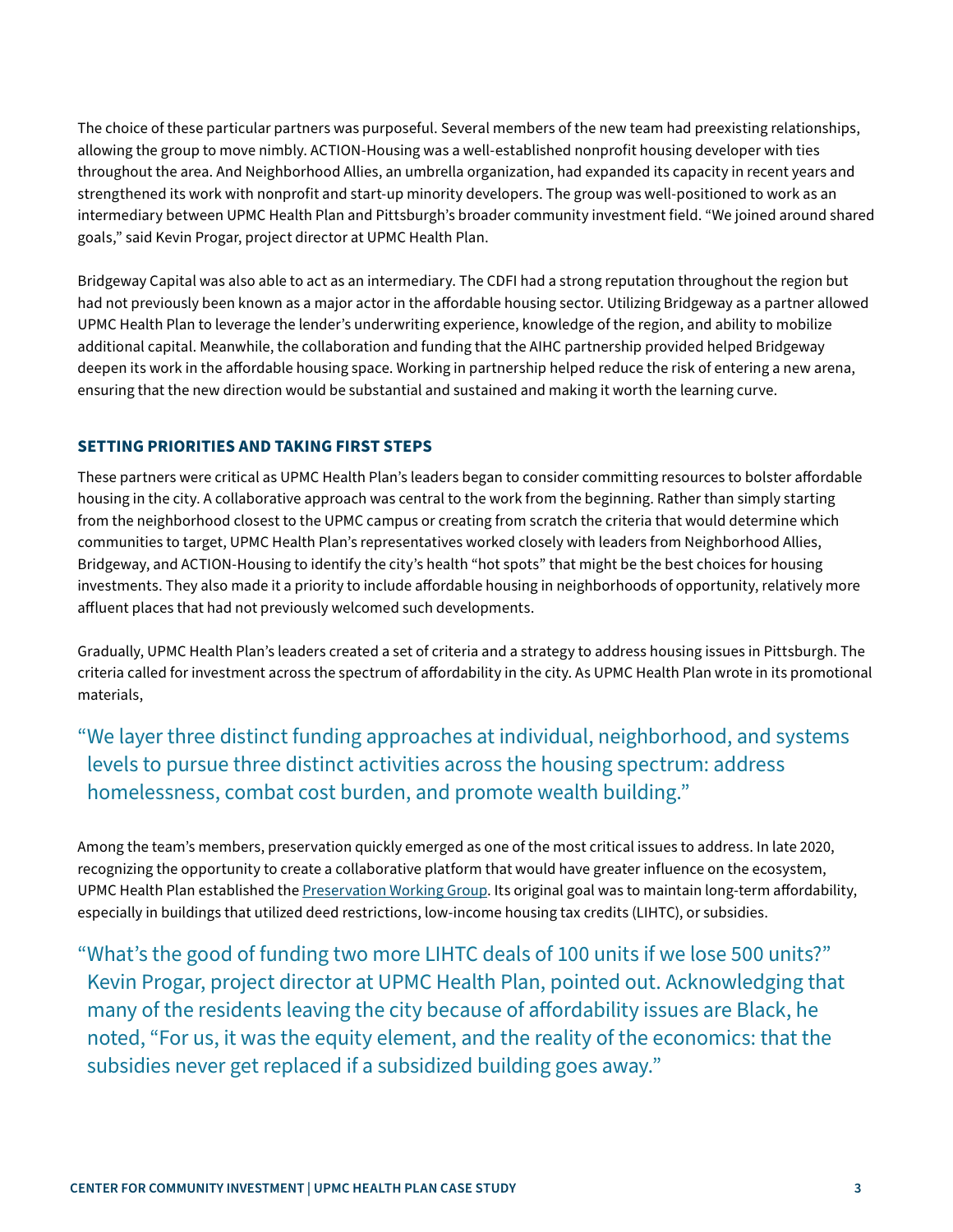The choice of these particular partners was purposeful. Several members of the new team had preexisting relationships, allowing the group to move nimbly. ACTION-Housing was a well-established nonprofit housing developer with ties throughout the area. And Neighborhood Allies, an umbrella organization, had expanded its capacity in recent years and strengthened its work with nonprofit and start-up minority developers. The group was well-positioned to work as an intermediary between UPMC Health Plan and Pittsburgh's broader community investment field. "We joined around shared goals," said Kevin Progar, project director at UPMC Health Plan.

Bridgeway Capital was also able to act as an intermediary. The CDFI had a strong reputation throughout the region but had not previously been known as a major actor in the affordable housing sector. Utilizing Bridgeway as a partner allowed UPMC Health Plan to leverage the lender's underwriting experience, knowledge of the region, and ability to mobilize additional capital. Meanwhile, the collaboration and funding that the AIHC partnership provided helped Bridgeway deepen its work in the affordable housing space. Working in partnership helped reduce the risk of entering a new arena, ensuring that the new direction would be substantial and sustained and making it worth the learning curve.

## SETTING PRIORITIES AND TAKING FIRST STEPS

These partners were critical as UPMC Health Plan's leaders began to consider committing resources to bolster affordable housing in the city. A collaborative approach was central to the work from the beginning. Rather than simply starting from the neighborhood closest to the UPMC campus or creating from scratch the criteria that would determine which communities to target, UPMC Health Plan's representatives worked closely with leaders from Neighborhood Allies, Bridgeway, and ACTION-Housing to identify the city's health "hot spots" that might be the best choices for housing investments. They also made it a priority to include affordable housing in neighborhoods of opportunity, relatively more affluent places that had not previously welcomed such developments.

Gradually, UPMC Health Plan's leaders created a set of criteria and a strategy to address housing issues in Pittsburgh. The criteria called for investment across the spectrum of affordability in the city. As UPMC Health Plan wrote in its promotional materials,

> "We layer three distinct funding approaches at individual, neighborhood, and systems levels to pursue three distinct activities across the housing spectrum: address homelessness, combat cost burden, and promote wealth building."

Among the team's members, preservation quickly emerged as one of the most critical issues to address. In late 2020, recognizing the opportunity to create a collaborative platform that would have greater influence on the ecosystem, UPMC Health Plan established the Preservation Working Group. Its original goal was to maintain long-term affordability, especially in buildings that utilized deed restrictions, low-income housing tax credits (LIHTC), or subsidies.

> "What's the good of funding two more LIHTC deals of 100 units if we lose 500 units?" Kevin Progar, project director at UPMC Health Plan, pointed out. Acknowledging that many of the residents leaving the city because of affordability issues are Black, he noted, "For us, it was the equity element, and the reality of the economics: that the subsidies never get replaced if a subsidized building goes away."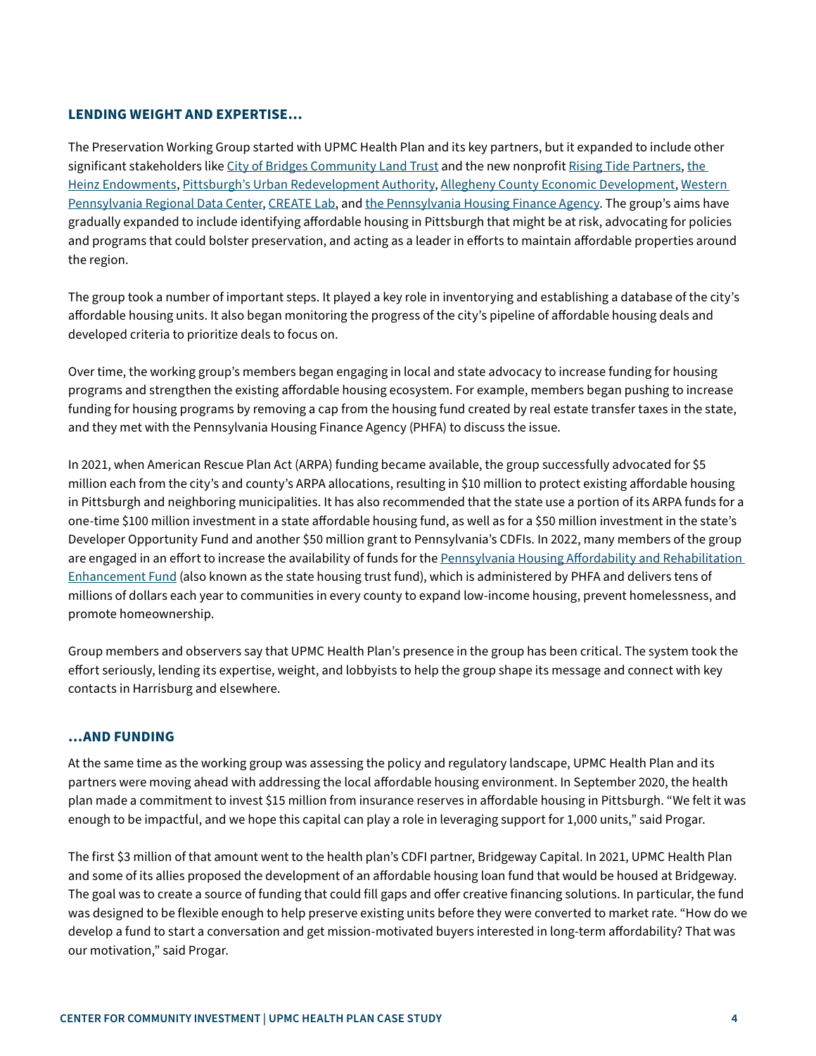### LENDING WEIGHT AND EXPERTISE…

The Preservation Working Group started with UPMC Health Plan and its key partners, but it expanded to include other significant stakeholders like City of Bridges Community Land Trust and the new nonprofit Rising Tide Partners, the Heinz Endowments, Pittsburgh's Urban Redevelopment Authority, Allegheny County Economic Development, Western Pennsylvania Regional Data Center, CREATE Lab, and the Pennsylvania Housing Finance Agency. The group's aims have gradually expanded to include identifying affordable housing in Pittsburgh that might be at risk, advocating for policies and programs that could bolster preservation, and acting as a leader in efforts to maintain affordable properties around the region.

The group took a number of important steps. It played a key role in inventorying and establishing a database of the city's affordable housing units. It also began monitoring the progress of the city's pipeline of affordable housing deals and developed criteria to prioritize deals to focus on.

Over time, the working group's members began engaging in local and state advocacy to increase funding for housing programs and strengthen the existing affordable housing ecosystem. For example, members began pushing to increase funding for housing programs by removing a cap from the housing fund created by real estate transfer taxes in the state, and they met with the Pennsylvania Housing Finance Agency (PHFA) to discuss the issue.

In 2021, when American Rescue Plan Act (ARPA) funding became available, the group successfully advocated for $5 million each from the city's and county's ARPA allocations, resulting in $10 million to protect existing affordable housing in Pittsburgh and neighboring municipalities. It has also recommended that the state use a portion of its ARPA funds for a one-time $100 million investment in a state affordable housing fund, as well as for a $50 million investment in the state's Developer Opportunity Fund and another $50 million grant to Pennsylvania's CDFIs. In 2022, many members of the group are engaged in an effort to increase the availability of funds for the Pennsylvania Housing Affordability and Rehabilitation Enhancement Fund (also known as the state housing trust fund), which is administered by PHFA and delivers tens of millions of dollars each year to communities in every county to expand low-income housing, prevent homelessness, and promote homeownership.

Group members and observers say that UPMC Health Plan's presence in the group has been critical. The system took the effort seriously, lending its expertise, weight, and lobbyists to help the group shape its message and connect with key contacts in Harrisburg and elsewhere.

### …AND FUNDING

At the same time as the working group was assessing the policy and regulatory landscape, UPMC Health Plan and its partners were moving ahead with addressing the local affordable housing environment. In September 2020, the health plan made a commitment to invest $15 million from insurance reserves in affordable housing in Pittsburgh. "We felt it was enough to be impactful, and we hope this capital can play a role in leveraging support for 1,000 units," said Progar.

The first $3 million of that amount went to the health plan's CDFI partner, Bridgeway Capital. In 2021, UPMC Health Plan and some of its allies proposed the development of an affordable housing loan fund that would be housed at Bridgeway. The goal was to create a source of funding that could fill gaps and offer creative financing solutions. In particular, the fund was designed to be flexible enough to help preserve existing units before they were converted to market rate. "How do we develop a fund to start a conversation and get mission-motivated buyers interested in long-term affordability? That was our motivation," said Progar.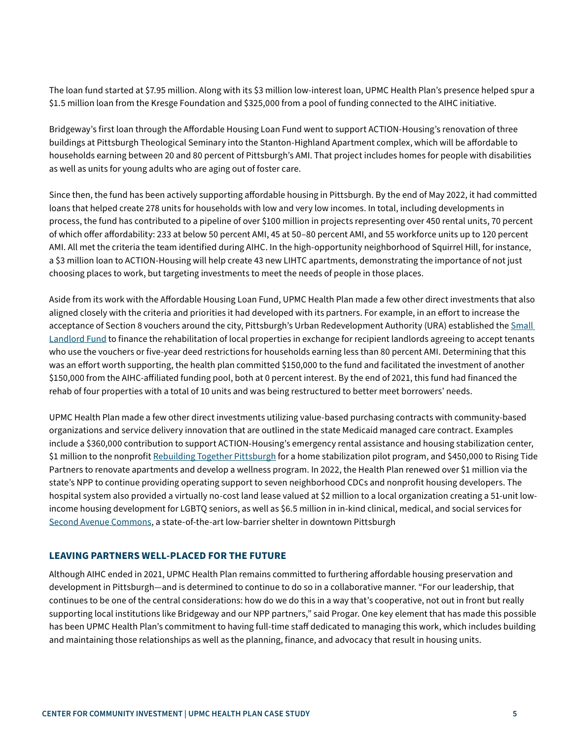The loan fund started at $7.95 million. Along with its $3 million low-interest loan, UPMC Health Plan's presence helped spur a $1.5 million loan from the Kresge Foundation and $325,000 from a pool of funding connected to the AIHC initiative.

Bridgeway's first loan through the Affordable Housing Loan Fund went to support ACTION-Housing's renovation of three buildings at Pittsburgh Theological Seminary into the Stanton-Highland Apartment complex, which will be affordable to households earning between 20 and 80 percent of Pittsburgh's AMI. That project includes homes for people with disabilities as well as units for young adults who are aging out of foster care.

Since then, the fund has been actively supporting affordable housing in Pittsburgh. By the end of May 2022, it had committed loans that helped create 278 units for households with low and very low incomes. In total, including developments in process, the fund has contributed to a pipeline of over $100 million in projects representing over 450 rental units, 70 percent of which offer affordability: 233 at below 50 percent AMI, 45 at 50–80 percent AMI, and 55 workforce units up to 120 percent AMI. All met the criteria the team identified during AIHC. In the high-opportunity neighborhood of Squirrel Hill, for instance, a $3 million loan to ACTION-Housing will help create 43 new LIHTC apartments, demonstrating the importance of not just choosing places to work, but targeting investments to meet the needs of people in those places.

Aside from its work with the Affordable Housing Loan Fund, UPMC Health Plan made a few other direct investments that also aligned closely with the criteria and priorities it had developed with its partners. For example, in an effort to increase the acceptance of Section 8 vouchers around the city, Pittsburgh's Urban Redevelopment Authority (URA) established the Small Landlord Fund to finance the rehabilitation of local properties in exchange for recipient landlords agreeing to accept tenants who use the vouchers or five-year deed restrictions for households earning less than 80 percent AMI. Determining that this was an effort worth supporting, the health plan committed $150,000 to the fund and facilitated the investment of another $150,000 from the AIHC-affiliated funding pool, both at 0 percent interest. By the end of 2021, this fund had financed the rehab of four properties with a total of 10 units and was being restructured to better meet borrowers' needs.

UPMC Health Plan made a few other direct investments utilizing value-based purchasing contracts with community-based organizations and service delivery innovation that are outlined in the state Medicaid managed care contract. Examples include a $360,000 contribution to support ACTION-Housing's emergency rental assistance and housing stabilization center, $1 million to the nonprofit Rebuilding Together Pittsburgh for a home stabilization pilot program, and $450,000 to Rising Tide Partners to renovate apartments and develop a wellness program. In 2022, the Health Plan renewed over $1 million via the state's NPP to continue providing operating support to seven neighborhood CDCs and nonprofit housing developers. The hospital system also provided a virtually no-cost land lease valued at $2 million to a local organization creating a 51-unit low-income housing development for LGBTQ seniors, as well as $6.5 million in in-kind clinical, medical, and social services for Second Avenue Commons, a state-of-the-art low-barrier shelter in downtown Pittsburgh

## LEAVING PARTNERS WELL-PLACED FOR THE FUTURE

Although AIHC ended in 2021, UPMC Health Plan remains committed to furthering affordable housing preservation and development in Pittsburgh—and is determined to continue to do so in a collaborative manner. "For our leadership, that continues to be one of the central considerations: how do we do this in a way that's cooperative, not out in front but really supporting local institutions like Bridgeway and our NPP partners," said Progar. One key element that has made this possible has been UPMC Health Plan's commitment to having full-time staff dedicated to managing this work, which includes building and maintaining those relationships as well as the planning, finance, and advocacy that result in housing units.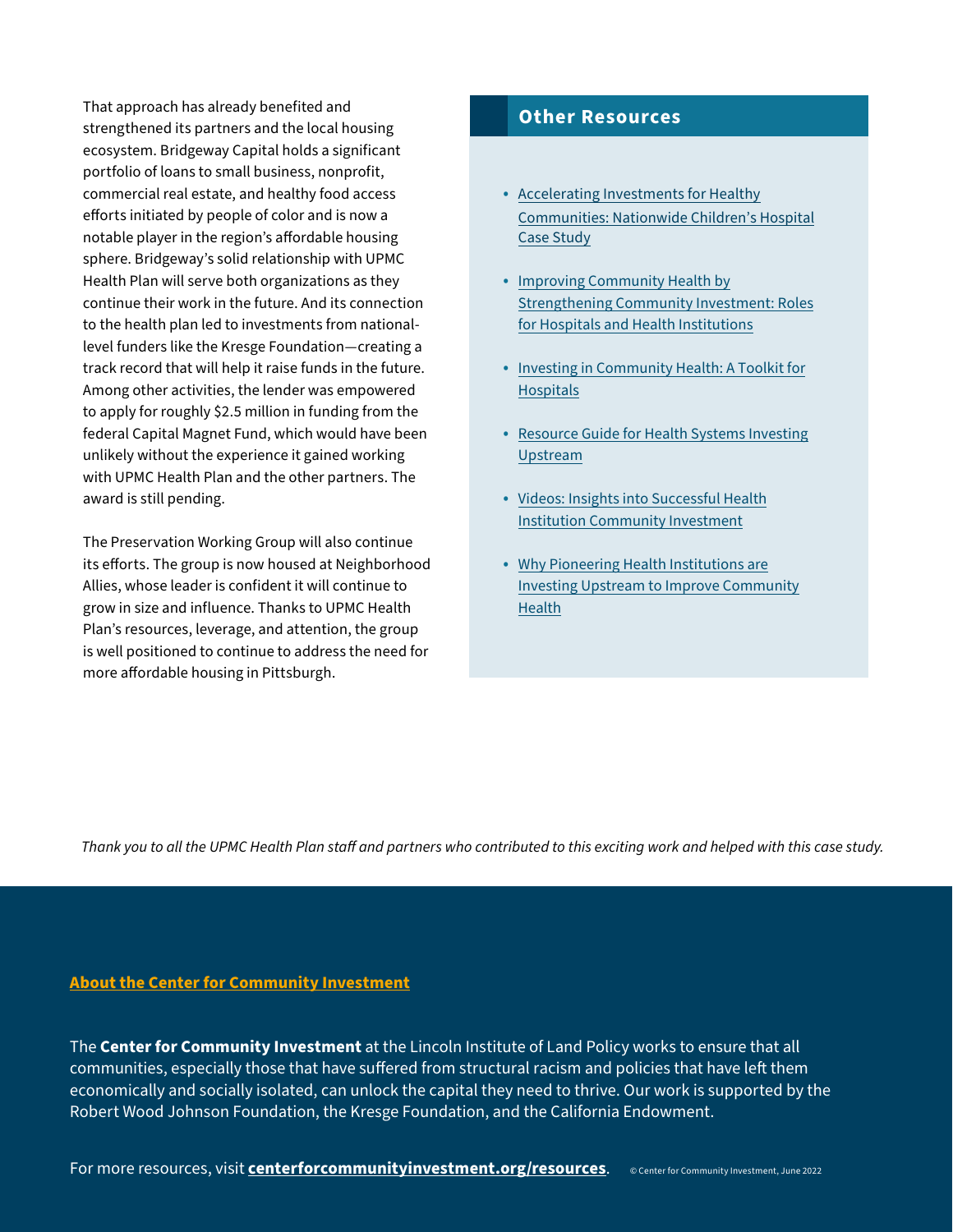That approach has already benefited and strengthened its partners and the local housing ecosystem. Bridgeway Capital holds a significant portfolio of loans to small business, nonprofit, commercial real estate, and healthy food access efforts initiated by people of color and is now a notable player in the region's affordable housing sphere. Bridgeway's solid relationship with UPMC Health Plan will serve both organizations as they continue their work in the future. And its connection to the health plan led to investments from national-level funders like the Kresge Foundation—creating a track record that will help it raise funds in the future. Among other activities, the lender was empowered to apply for roughly $2.5 million in funding from the federal Capital Magnet Fund, which would have been unlikely without the experience it gained working with UPMC Health Plan and the other partners. The award is still pending.

The Preservation Working Group will also continue its efforts. The group is now housed at Neighborhood Allies, whose leader is confident it will continue to grow in size and influence. Thanks to UPMC Health Plan's resources, leverage, and attention, the group is well positioned to continue to address the need for more affordable housing in Pittsburgh.

## Other Resources

- Accelerating Investments for Healthy Communities: Nationwide Children's Hospital Case Study
- Improving Community Health by Strengthening Community Investment: Roles for Hospitals and Health Institutions
- Investing in Community Health: A Toolkit for Hospitals
- Resource Guide for Health Systems Investing Upstream
- Videos: Insights into Successful Health Institution Community Investment
- Why Pioneering Health Institutions are Investing Upstream to Improve Community Health

*Thank you to all the UPMC Health Plan staff and partners who contributed to this exciting work and helped with this case study.*

**About the Center for Community Investment**

The **Center for Community Investment** at the Lincoln Institute of Land Policy works to ensure that all communities, especially those that have suffered from structural racism and policies that have left them economically and socially isolated, can unlock the capital they need to thrive. Our work is supported by the Robert Wood Johnson Foundation, the Kresge Foundation, and the California Endowment.

For more resources, visit **centerforcommunityinvestment.org/resources**. © Center for Community Investment, June 2022